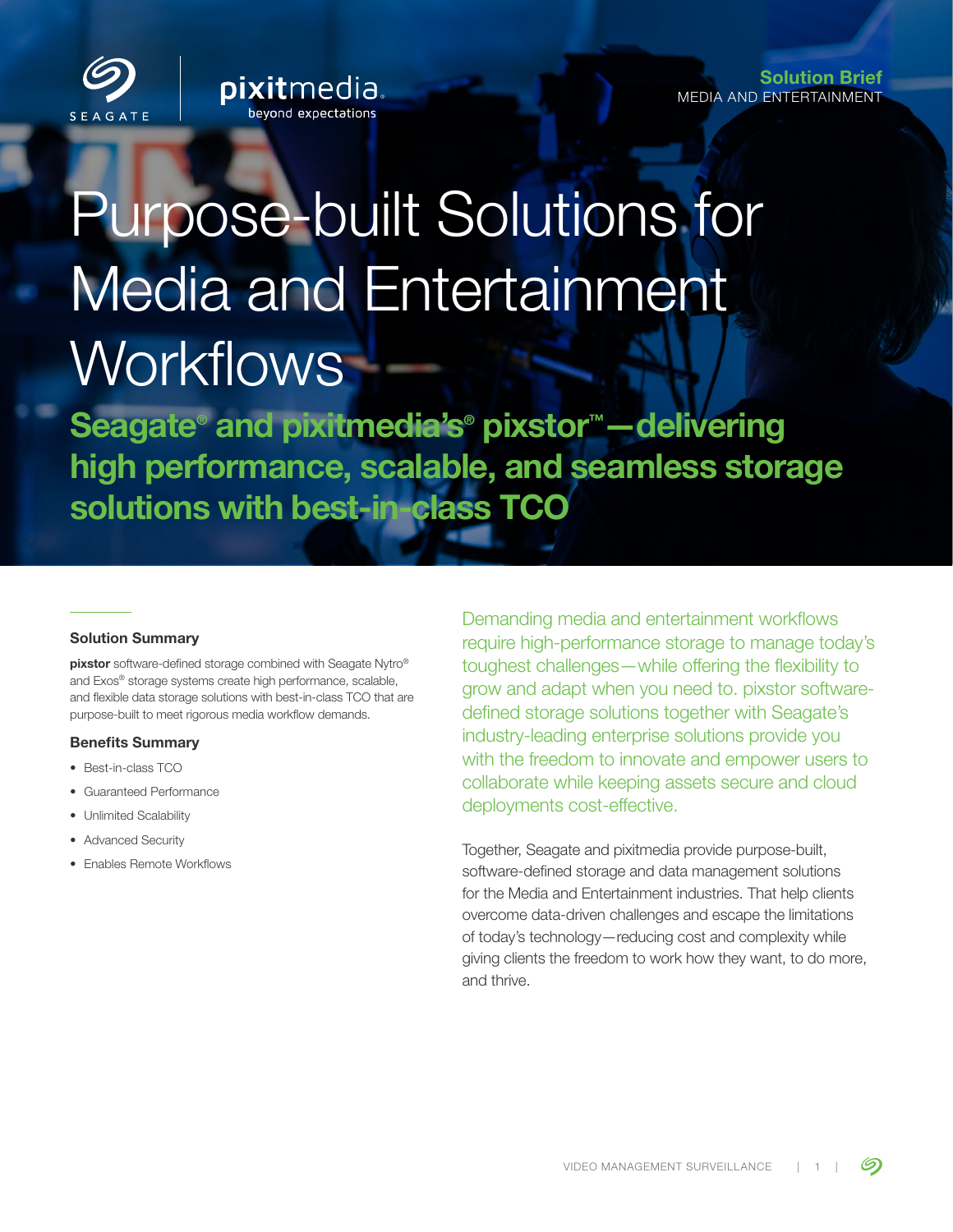Solution Brief
MEDIA AND ENTERTAINMENT

# Purpose-built Solutions for Media and Entertainment Workflows

## Seagate® and pixitmedia's® pixstor™—delivering high performance, scalable, and seamless storage solutions with best-in-class TCO

### Solution Summary

**pixstor** software-defined storage combined with Seagate Nytro® and Exos® storage systems create high performance, scalable, and flexible data storage solutions with best-in-class TCO that are purpose-built to meet rigorous media workflow demands.

### Benefits Summary

- Best-in-class TCO
- Guaranteed Performance
- Unlimited Scalability
- Advanced Security
- Enables Remote Workflows

Demanding media and entertainment workflows require high-performance storage to manage today's toughest challenges—while offering the flexibility to grow and adapt when you need to. pixstor software-defined storage solutions together with Seagate's industry-leading enterprise solutions provide you with the freedom to innovate and empower users to collaborate while keeping assets secure and cloud deployments cost-effective.

Together, Seagate and pixitmedia provide purpose-built, software-defined storage and data management solutions for the Media and Entertainment industries. That help clients overcome data-driven challenges and escape the limitations of today's technology—reducing cost and complexity while giving clients the freedom to work how they want, to do more, and thrive.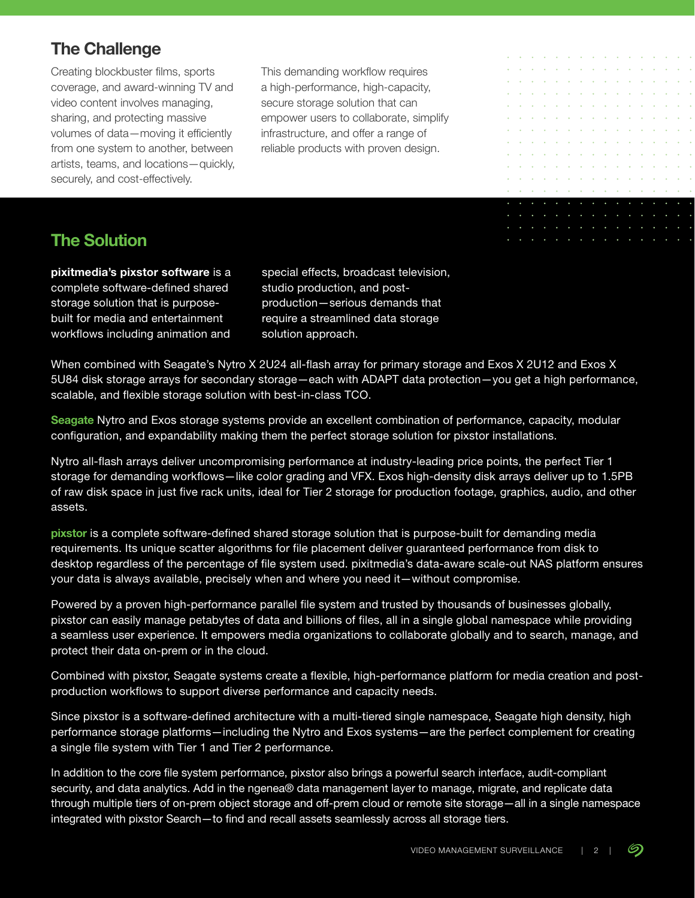## The Challenge

Creating blockbuster films, sports coverage, and award-winning TV and video content involves managing, sharing, and protecting massive volumes of data—moving it efficiently from one system to another, between artists, teams, and locations—quickly, securely, and cost-effectively.

This demanding workflow requires a high-performance, high-capacity, secure storage solution that can empower users to collaborate, simplify infrastructure, and offer a range of reliable products with proven design.

## The Solution

**pixitmedia's pixstor software** is a complete software-defined shared storage solution that is purpose-built for media and entertainment workflows including animation and special effects, broadcast television, studio production, and post-production—serious demands that require a streamlined data storage solution approach.

When combined with Seagate's Nytro X 2U24 all-flash array for primary storage and Exos X 2U12 and Exos X 5U84 disk storage arrays for secondary storage—each with ADAPT data protection—you get a high performance, scalable, and flexible storage solution with best-in-class TCO.

**Seagate** Nytro and Exos storage systems provide an excellent combination of performance, capacity, modular configuration, and expandability making them the perfect storage solution for pixstor installations.

Nytro all-flash arrays deliver uncompromising performance at industry-leading price points, the perfect Tier 1 storage for demanding workflows—like color grading and VFX. Exos high-density disk arrays deliver up to 1.5PB of raw disk space in just five rack units, ideal for Tier 2 storage for production footage, graphics, audio, and other assets.

**pixstor** is a complete software-defined shared storage solution that is purpose-built for demanding media requirements. Its unique scatter algorithms for file placement deliver guaranteed performance from disk to desktop regardless of the percentage of file system used. pixitmedia's data-aware scale-out NAS platform ensures your data is always available, precisely when and where you need it—without compromise.

Powered by a proven high-performance parallel file system and trusted by thousands of businesses globally, pixstor can easily manage petabytes of data and billions of files, all in a single global namespace while providing a seamless user experience. It empowers media organizations to collaborate globally and to search, manage, and protect their data on-prem or in the cloud.

Combined with pixstor, Seagate systems create a flexible, high-performance platform for media creation and post-production workflows to support diverse performance and capacity needs.

Since pixstor is a software-defined architecture with a multi-tiered single namespace, Seagate high density, high performance storage platforms—including the Nytro and Exos systems—are the perfect complement for creating a single file system with Tier 1 and Tier 2 performance.

In addition to the core file system performance, pixstor also brings a powerful search interface, audit-compliant security, and data analytics. Add in the ngenea® data management layer to manage, migrate, and replicate data through multiple tiers of on-prem object storage and off-prem cloud or remote site storage—all in a single namespace integrated with pixstor Search—to find and recall assets seamlessly across all storage tiers.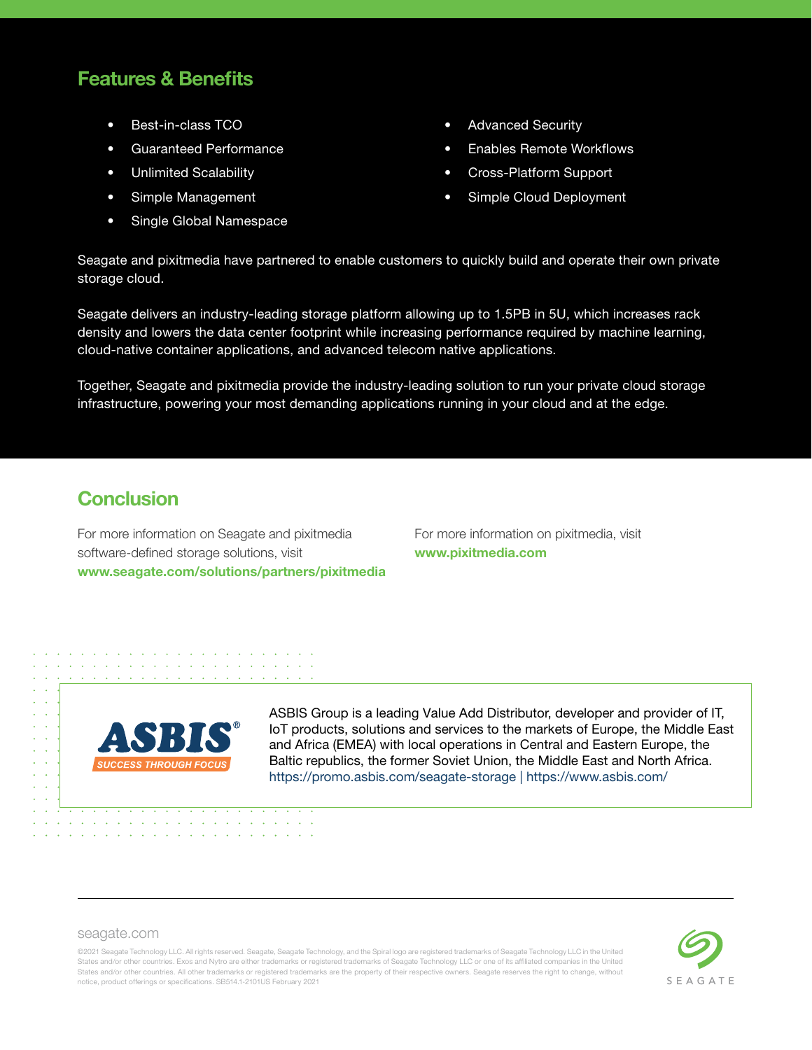## Features & Benefits

- Best-in-class TCO
- Guaranteed Performance
- Unlimited Scalability
- Simple Management
- Single Global Namespace
- Advanced Security
- Enables Remote Workflows
- Cross-Platform Support
- Simple Cloud Deployment

Seagate and pixitmedia have partnered to enable customers to quickly build and operate their own private storage cloud.

Seagate delivers an industry-leading storage platform allowing up to 1.5PB in 5U, which increases rack density and lowers the data center footprint while increasing performance required by machine learning, cloud-native container applications, and advanced telecom native applications.

Together, Seagate and pixitmedia provide the industry-leading solution to run your private cloud storage infrastructure, powering your most demanding applications running in your cloud and at the edge.

## Conclusion

For more information on Seagate and pixitmedia software-defined storage solutions, visit **www.seagate.com/solutions/partners/pixitmedia**

For more information on pixitmedia, visit **www.pixitmedia.com**

ASBIS®

SUCCESS THROUGH FOCUS

ASBIS Group is a leading Value Add Distributor, developer and provider of IT, IoT products, solutions and services to the markets of Europe, the Middle East and Africa (EMEA) with local operations in Central and Eastern Europe, the Baltic republics, the former Soviet Union, the Middle East and North Africa. https://promo.asbis.com/seagate-storage | https://www.asbis.com/

seagate.com

©2021 Seagate Technology LLC. All rights reserved. Seagate, Seagate Technology, and the Spiral logo are registered trademarks of Seagate Technology LLC in the United States and/or other countries. Exos and Nytro are either trademarks or registered trademarks of Seagate Technology LLC or one of its affiliated companies in the United States and/or other countries. All other trademarks or registered trademarks are the property of their respective owners. Seagate reserves the right to change, without notice, product offerings or specifications. SB514.1-2101US February 2021

SEAGATE